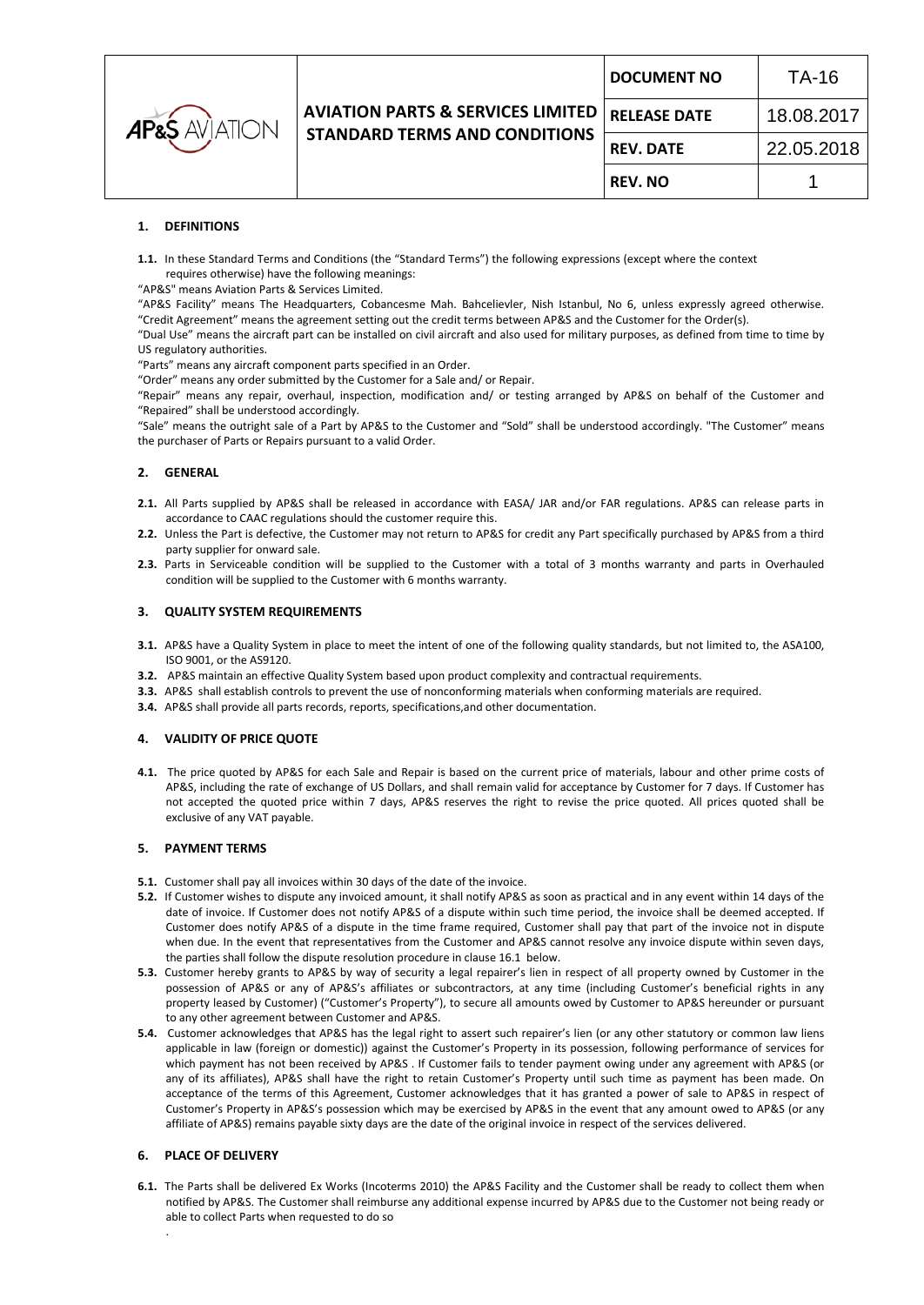| | | | |
|---|---|---|---|
| AP&S AVIATION | **AVIATION PARTS & SERVICES LIMITED STANDARD TERMS AND CONDITIONS** | **DOCUMENT NO** | TA-16 |
| | | **RELEASE DATE** | 18.08.2017 |
| | | **REV. DATE** | 22.05.2018 |
| | | **REV. NO** | 1 |

## 1. DEFINITIONS

**1.1.** In these Standard Terms and Conditions (the "Standard Terms") the following expressions (except where the context requires otherwise) have the following meanings:

"AP&S" means Aviation Parts & Services Limited.

"AP&S Facility" means The Headquarters, Cobancesme Mah. Bahcelievler, Nish Istanbul, No 6, unless expressly agreed otherwise.

"Credit Agreement" means the agreement setting out the credit terms between AP&S and the Customer for the Order(s).

"Dual Use" means the aircraft part can be installed on civil aircraft and also used for military purposes, as defined from time to time by US regulatory authorities.

"Parts" means any aircraft component parts specified in an Order.

"Order" means any order submitted by the Customer for a Sale and/ or Repair.

"Repair" means any repair, overhaul, inspection, modification and/ or testing arranged by AP&S on behalf of the Customer and "Repaired" shall be understood accordingly.

"Sale" means the outright sale of a Part by AP&S to the Customer and "Sold" shall be understood accordingly. "The Customer" means the purchaser of Parts or Repairs pursuant to a valid Order.

## 2. GENERAL

**2.1.** All Parts supplied by AP&S shall be released in accordance with EASA/ JAR and/or FAR regulations. AP&S can release parts in accordance to CAAC regulations should the customer require this.

**2.2.** Unless the Part is defective, the Customer may not return to AP&S for credit any Part specifically purchased by AP&S from a third party supplier for onward sale.

**2.3.** Parts in Serviceable condition will be supplied to the Customer with a total of 3 months warranty and parts in Overhauled condition will be supplied to the Customer with 6 months warranty.

## 3. QUALITY SYSTEM REQUIREMENTS

**3.1.** AP&S have a Quality System in place to meet the intent of one of the following quality standards, but not limited to, the ASA100, ISO 9001, or the AS9120.

**3.2.** AP&S maintain an effective Quality System based upon product complexity and contractual requirements.

**3.3.** AP&S shall establish controls to prevent the use of nonconforming materials when conforming materials are required.

**3.4.** AP&S shall provide all parts records, reports, specifications,and other documentation.

## 4. VALIDITY OF PRICE QUOTE

**4.1.** The price quoted by AP&S for each Sale and Repair is based on the current price of materials, labour and other prime costs of AP&S, including the rate of exchange of US Dollars, and shall remain valid for acceptance by Customer for 7 days. If Customer has not accepted the quoted price within 7 days, AP&S reserves the right to revise the price quoted. All prices quoted shall be exclusive of any VAT payable.

## 5. PAYMENT TERMS

**5.1.** Customer shall pay all invoices within 30 days of the date of the invoice.

**5.2.** If Customer wishes to dispute any invoiced amount, it shall notify AP&S as soon as practical and in any event within 14 days of the date of invoice. If Customer does not notify AP&S of a dispute within such time period, the invoice shall be deemed accepted. If Customer does notify AP&S of a dispute in the time frame required, Customer shall pay that part of the invoice not in dispute when due. In the event that representatives from the Customer and AP&S cannot resolve any invoice dispute within seven days, the parties shall follow the dispute resolution procedure in clause 16.1 below.

**5.3.** Customer hereby grants to AP&S by way of security a legal repairer's lien in respect of all property owned by Customer in the possession of AP&S or any of AP&S's affiliates or subcontractors, at any time (including Customer's beneficial rights in any property leased by Customer) ("Customer's Property"), to secure all amounts owed by Customer to AP&S hereunder or pursuant to any other agreement between Customer and AP&S.

**5.4.** Customer acknowledges that AP&S has the legal right to assert such repairer's lien (or any other statutory or common law liens applicable in law (foreign or domestic)) against the Customer's Property in its possession, following performance of services for which payment has not been received by AP&S . If Customer fails to tender payment owing under any agreement with AP&S (or any of its affiliates), AP&S shall have the right to retain Customer's Property until such time as payment has been made. On acceptance of the terms of this Agreement, Customer acknowledges that it has granted a power of sale to AP&S in respect of Customer's Property in AP&S's possession which may be exercised by AP&S in the event that any amount owed to AP&S (or any affiliate of AP&S) remains payable sixty days are the date of the original invoice in respect of the services delivered.

## 6. PLACE OF DELIVERY

**6.1.** The Parts shall be delivered Ex Works (Incoterms 2010) the AP&S Facility and the Customer shall be ready to collect them when notified by AP&S. The Customer shall reimburse any additional expense incurred by AP&S due to the Customer not being ready or able to collect Parts when requested to do so

.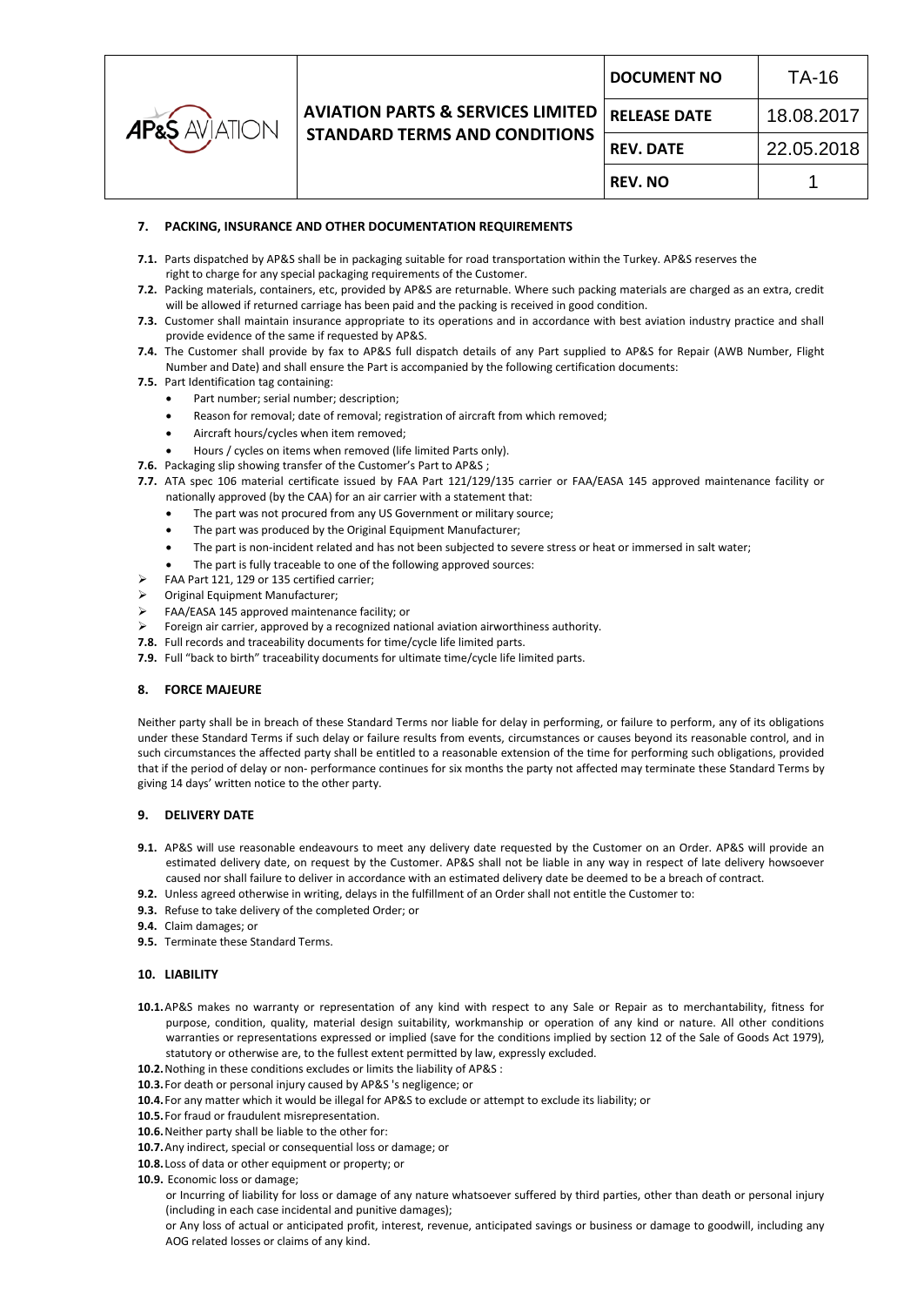## 7. PACKING, INSURANCE AND OTHER DOCUMENTATION REQUIREMENTS

**7.1.** Parts dispatched by AP&S shall be in packaging suitable for road transportation within the Turkey. AP&S reserves the right to charge for any special packaging requirements of the Customer.

**7.2.** Packing materials, containers, etc, provided by AP&S are returnable. Where such packing materials are charged as an extra, credit will be allowed if returned carriage has been paid and the packing is received in good condition.

**7.3.** Customer shall maintain insurance appropriate to its operations and in accordance with best aviation industry practice and shall provide evidence of the same if requested by AP&S.

**7.4.** The Customer shall provide by fax to AP&S full dispatch details of any Part supplied to AP&S for Repair (AWB Number, Flight Number and Date) and shall ensure the Part is accompanied by the following certification documents:

**7.5.** Part Identification tag containing:

- Part number; serial number; description;
- Reason for removal; date of removal; registration of aircraft from which removed;
- Aircraft hours/cycles when item removed;
- Hours / cycles on items when removed (life limited Parts only).

**7.6.** Packaging slip showing transfer of the Customer's Part to AP&S ;

**7.7.** ATA spec 106 material certificate issued by FAA Part 121/129/135 carrier or FAA/EASA 145 approved maintenance facility or nationally approved (by the CAA) for an air carrier with a statement that:

- The part was not procured from any US Government or military source;
- The part was produced by the Original Equipment Manufacturer;
- The part is non-incident related and has not been subjected to severe stress or heat or immersed in salt water;
- The part is fully traceable to one of the following approved sources:

- FAA Part 121, 129 or 135 certified carrier;
- Original Equipment Manufacturer;
- FAA/EASA 145 approved maintenance facility; or
- Foreign air carrier, approved by a recognized national aviation airworthiness authority.

**7.8.** Full records and traceability documents for time/cycle life limited parts.

**7.9.** Full "back to birth" traceability documents for ultimate time/cycle life limited parts.

## 8. FORCE MAJEURE

Neither party shall be in breach of these Standard Terms nor liable for delay in performing, or failure to perform, any of its obligations under these Standard Terms if such delay or failure results from events, circumstances or causes beyond its reasonable control, and in such circumstances the affected party shall be entitled to a reasonable extension of the time for performing such obligations, provided that if the period of delay or non- performance continues for six months the party not affected may terminate these Standard Terms by giving 14 days' written notice to the other party.

## 9. DELIVERY DATE

**9.1.** AP&S will use reasonable endeavours to meet any delivery date requested by the Customer on an Order. AP&S will provide an estimated delivery date, on request by the Customer. AP&S shall not be liable in any way in respect of late delivery howsoever caused nor shall failure to deliver in accordance with an estimated delivery date be deemed to be a breach of contract.

**9.2.** Unless agreed otherwise in writing, delays in the fulfillment of an Order shall not entitle the Customer to:

**9.3.** Refuse to take delivery of the completed Order; or

**9.4.** Claim damages; or

**9.5.** Terminate these Standard Terms.

## 10. LIABILITY

**10.1.** AP&S makes no warranty or representation of any kind with respect to any Sale or Repair as to merchantability, fitness for purpose, condition, quality, material design suitability, workmanship or operation of any kind or nature. All other conditions warranties or representations expressed or implied (save for the conditions implied by section 12 of the Sale of Goods Act 1979), statutory or otherwise are, to the fullest extent permitted by law, expressly excluded.

**10.2.** Nothing in these conditions excludes or limits the liability of AP&S :

**10.3.** For death or personal injury caused by AP&S 's negligence; or

**10.4.** For any matter which it would be illegal for AP&S to exclude or attempt to exclude its liability; or

**10.5.** For fraud or fraudulent misrepresentation.

**10.6.** Neither party shall be liable to the other for:

**10.7.** Any indirect, special or consequential loss or damage; or

**10.8.** Loss of data or other equipment or property; or

**10.9.** Economic loss or damage;

or Incurring of liability for loss or damage of any nature whatsoever suffered by third parties, other than death or personal injury (including in each case incidental and punitive damages);

or Any loss of actual or anticipated profit, interest, revenue, anticipated savings or business or damage to goodwill, including any AOG related losses or claims of any kind.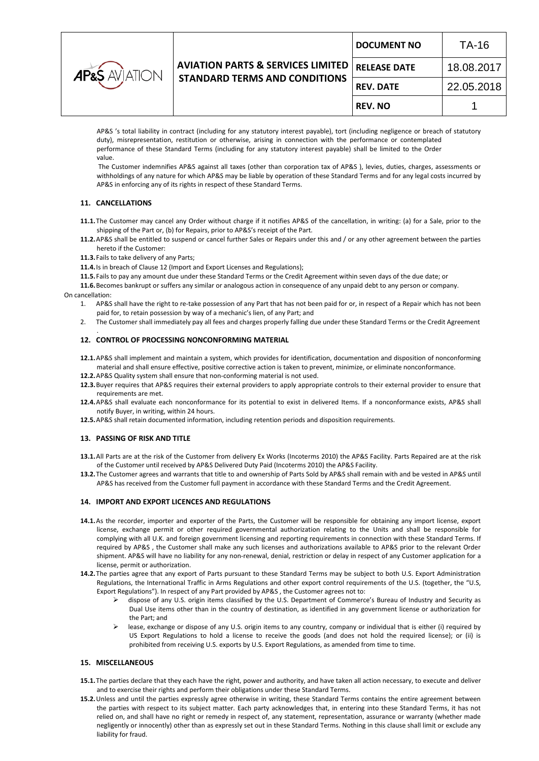AP&S 's total liability in contract (including for any statutory interest payable), tort (including negligence or breach of statutory duty), misrepresentation, restitution or otherwise, arising in connection with the performance or contemplated performance of these Standard Terms (including for any statutory interest payable) shall be limited to the Order value.

The Customer indemnifies AP&S against all taxes (other than corporation tax of AP&S ), levies, duties, charges, assessments or withholdings of any nature for which AP&S may be liable by operation of these Standard Terms and for any legal costs incurred by AP&S in enforcing any of its rights in respect of these Standard Terms.

## 11. CANCELLATIONS

**11.1.** The Customer may cancel any Order without charge if it notifies AP&S of the cancellation, in writing: (a) for a Sale, prior to the shipping of the Part or, (b) for Repairs, prior to AP&S's receipt of the Part.

**11.2.** AP&S shall be entitled to suspend or cancel further Sales or Repairs under this and / or any other agreement between the parties hereto if the Customer:

**11.3.** Fails to take delivery of any Parts;

**11.4.** Is in breach of Clause 12 (Import and Export Licenses and Regulations);

**11.5.** Fails to pay any amount due under these Standard Terms or the Credit Agreement within seven days of the due date; or

**11.6.** Becomes bankrupt or suffers any similar or analogous action in consequence of any unpaid debt to any person or company.

On cancellation:

1. AP&S shall have the right to re-take possession of any Part that has not been paid for or, in respect of a Repair which has not been paid for, to retain possession by way of a mechanic's lien, of any Part; and
2. The Customer shall immediately pay all fees and charges properly falling due under these Standard Terms or the Credit Agreement

.

## 12. CONTROL OF PROCESSING NONCONFORMING MATERIAL

**12.1.** AP&S shall implement and maintain a system, which provides for identification, documentation and disposition of nonconforming material and shall ensure effective, positive corrective action is taken to prevent, minimize, or eliminate nonconformance.

**12.2.** AP&S Quality system shall ensure that non-conforming material is not used.

**12.3.** Buyer requires that AP&S requires their external providers to apply appropriate controls to their external provider to ensure that requirements are met.

**12.4.** AP&S shall evaluate each nonconformance for its potential to exist in delivered Items. If a nonconformance exists, AP&S shall notify Buyer, in writing, within 24 hours.

**12.5.** AP&S shall retain documented information, including retention periods and disposition requirements.

## 13. PASSING OF RISK AND TITLE

**13.1.** All Parts are at the risk of the Customer from delivery Ex Works (Incoterms 2010) the AP&S Facility. Parts Repaired are at the risk of the Customer until received by AP&S Delivered Duty Paid (Incoterms 2010) the AP&S Facility.

**13.2.** The Customer agrees and warrants that title to and ownership of Parts Sold by AP&S shall remain with and be vested in AP&S until AP&S has received from the Customer full payment in accordance with these Standard Terms and the Credit Agreement.

## 14. IMPORT AND EXPORT LICENCES AND REGULATIONS

**14.1.** As the recorder, importer and exporter of the Parts, the Customer will be responsible for obtaining any import license, export license, exchange permit or other required governmental authorization relating to the Units and shall be responsible for complying with all U.K. and foreign government licensing and reporting requirements in connection with these Standard Terms. If required by AP&S , the Customer shall make any such licenses and authorizations available to AP&S prior to the relevant Order shipment. AP&S will have no liability for any non-renewal, denial, restriction or delay in respect of any Customer application for a license, permit or authorization.

**14.2.** The parties agree that any export of Parts pursuant to these Standard Terms may be subject to both U.S. Export Administration Regulations, the International Traffic in Arms Regulations and other export control requirements of the U.S. (together, the "U.S, Export Regulations"). In respect of any Part provided by AP&S , the Customer agrees not to:

- dispose of any U.S. origin items classified by the U.S. Department of Commerce's Bureau of Industry and Security as Dual Use items other than in the country of destination, as identified in any government license or authorization for the Part; and
- lease, exchange or dispose of any U.S. origin items to any country, company or individual that is either (i) required by US Export Regulations to hold a license to receive the goods (and does not hold the required license); or (ii) is prohibited from receiving U.S. exports by U.S. Export Regulations, as amended from time to time.

## 15. MISCELLANEOUS

**15.1.** The parties declare that they each have the right, power and authority, and have taken all action necessary, to execute and deliver and to exercise their rights and perform their obligations under these Standard Terms.

**15.2.** Unless and until the parties expressly agree otherwise in writing, these Standard Terms contains the entire agreement between the parties with respect to its subject matter. Each party acknowledges that, in entering into these Standard Terms, it has not relied on, and shall have no right or remedy in respect of, any statement, representation, assurance or warranty (whether made negligently or innocently) other than as expressly set out in these Standard Terms. Nothing in this clause shall limit or exclude any liability for fraud.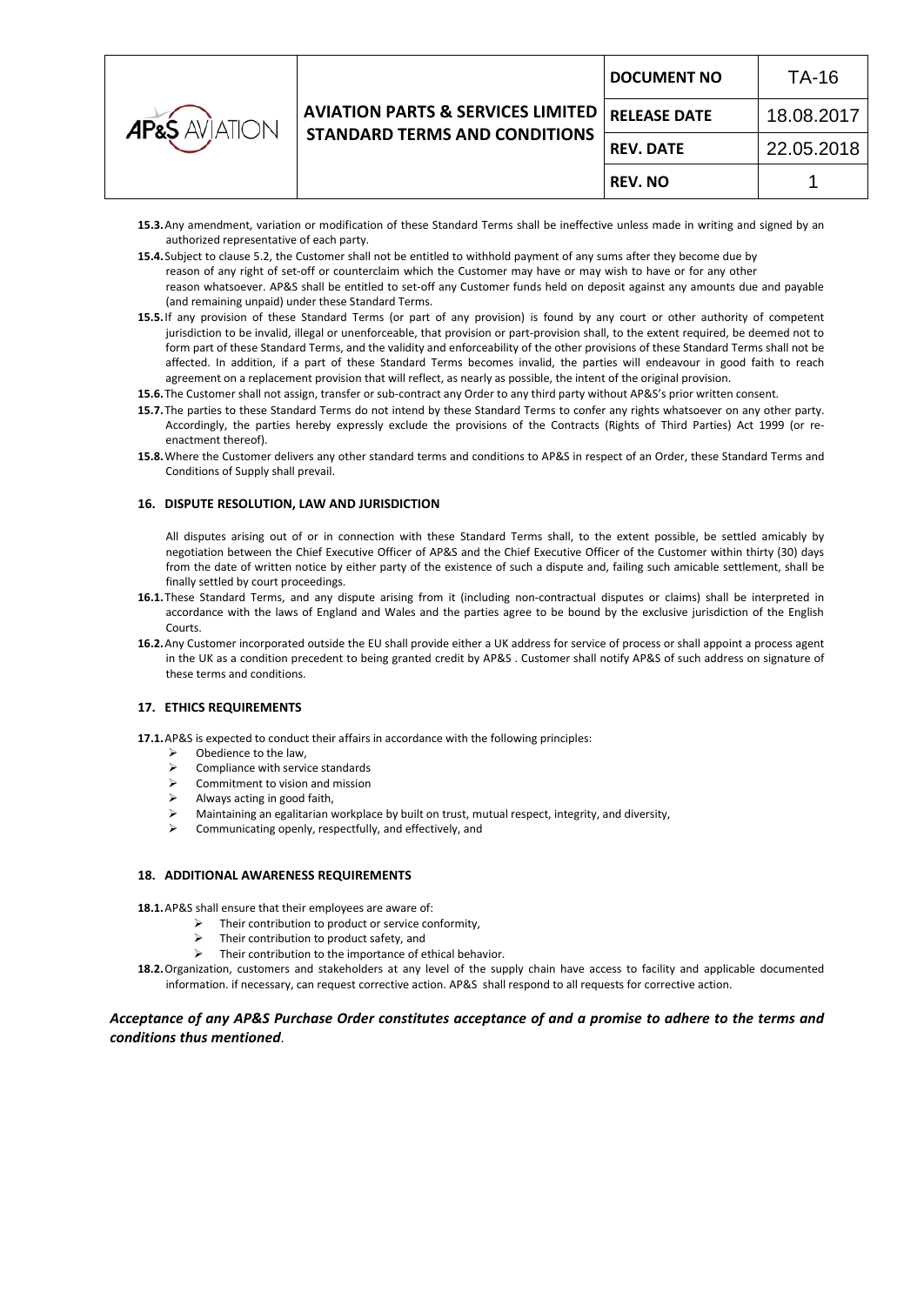**15.3.** Any amendment, variation or modification of these Standard Terms shall be ineffective unless made in writing and signed by an authorized representative of each party.

**15.4.** Subject to clause 5.2, the Customer shall not be entitled to withhold payment of any sums after they become due by reason of any right of set-off or counterclaim which the Customer may have or may wish to have or for any other reason whatsoever. AP&S shall be entitled to set-off any Customer funds held on deposit against any amounts due and payable (and remaining unpaid) under these Standard Terms.

**15.5.** If any provision of these Standard Terms (or part of any provision) is found by any court or other authority of competent jurisdiction to be invalid, illegal or unenforceable, that provision or part-provision shall, to the extent required, be deemed not to form part of these Standard Terms, and the validity and enforceability of the other provisions of these Standard Terms shall not be affected. In addition, if a part of these Standard Terms becomes invalid, the parties will endeavour in good faith to reach agreement on a replacement provision that will reflect, as nearly as possible, the intent of the original provision.

**15.6.** The Customer shall not assign, transfer or sub-contract any Order to any third party without AP&S's prior written consent.

**15.7.** The parties to these Standard Terms do not intend by these Standard Terms to confer any rights whatsoever on any other party. Accordingly, the parties hereby expressly exclude the provisions of the Contracts (Rights of Third Parties) Act 1999 (or re-enactment thereof).

**15.8.** Where the Customer delivers any other standard terms and conditions to AP&S in respect of an Order, these Standard Terms and Conditions of Supply shall prevail.

## 16. DISPUTE RESOLUTION, LAW AND JURISDICTION

All disputes arising out of or in connection with these Standard Terms shall, to the extent possible, be settled amicably by negotiation between the Chief Executive Officer of AP&S and the Chief Executive Officer of the Customer within thirty (30) days from the date of written notice by either party of the existence of such a dispute and, failing such amicable settlement, shall be finally settled by court proceedings.

**16.1.** These Standard Terms, and any dispute arising from it (including non-contractual disputes or claims) shall be interpreted in accordance with the laws of England and Wales and the parties agree to be bound by the exclusive jurisdiction of the English Courts.

**16.2.** Any Customer incorporated outside the EU shall provide either a UK address for service of process or shall appoint a process agent in the UK as a condition precedent to being granted credit by AP&S . Customer shall notify AP&S of such address on signature of these terms and conditions.

## 17. ETHICS REQUIREMENTS

**17.1.** AP&S is expected to conduct their affairs in accordance with the following principles:

- Obedience to the law,
- Compliance with service standards
- Commitment to vision and mission
- Always acting in good faith,
- Maintaining an egalitarian workplace by built on trust, mutual respect, integrity, and diversity,
- Communicating openly, respectfully, and effectively, and

## 18. ADDITIONAL AWARENESS REQUIREMENTS

**18.1.** AP&S shall ensure that their employees are aware of:

- Their contribution to product or service conformity,
- Their contribution to product safety, and
- Their contribution to the importance of ethical behavior.

**18.2.** Organization, customers and stakeholders at any level of the supply chain have access to facility and applicable documented information. if necessary, can request corrective action. AP&S shall respond to all requests for corrective action.

***Acceptance of any AP&S Purchase Order constitutes acceptance of and a promise to adhere to the terms and conditions thus mentioned***.